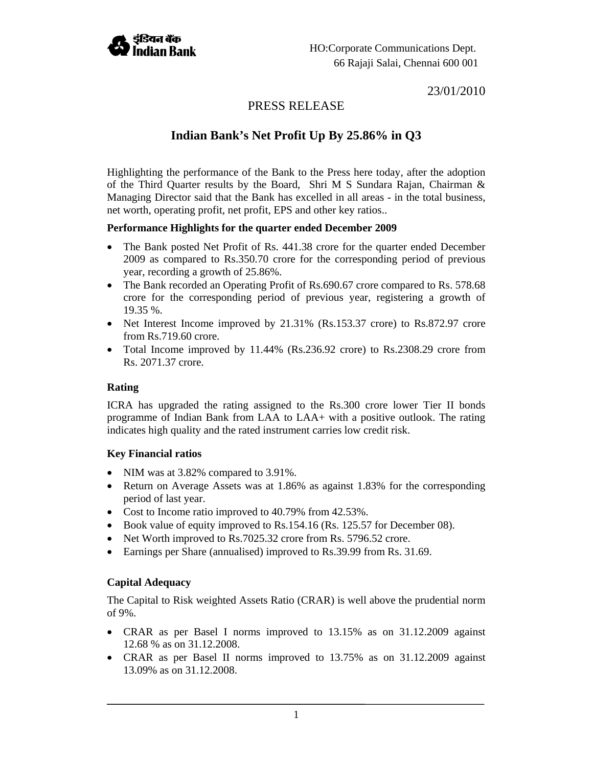इंडियन बैंक Indian Bank

HO:Corporate Communications Dept.
66 Rajaji Salai, Chennai 600 001

23/01/2010

PRESS RELEASE

# Indian Bank's Net Profit Up By 25.86% in Q3

Highlighting the performance of the Bank to the Press here today, after the adoption of the Third Quarter results by the Board, Shri M S Sundara Rajan, Chairman & Managing Director said that the Bank has excelled in all areas - in the total business, net worth, operating profit, net profit, EPS and other key ratios..

**Performance Highlights for the quarter ended December 2009**

- The Bank posted Net Profit of Rs. 441.38 crore for the quarter ended December 2009 as compared to Rs.350.70 crore for the corresponding period of previous year, recording a growth of 25.86%.
- The Bank recorded an Operating Profit of Rs.690.67 crore compared to Rs. 578.68 crore for the corresponding period of previous year, registering a growth of 19.35 %.
- Net Interest Income improved by 21.31% (Rs.153.37 crore) to Rs.872.97 crore from Rs.719.60 crore.
- Total Income improved by 11.44% (Rs.236.92 crore) to Rs.2308.29 crore from Rs. 2071.37 crore.

**Rating**

ICRA has upgraded the rating assigned to the Rs.300 crore lower Tier II bonds programme of Indian Bank from LAA to LAA+ with a positive outlook. The rating indicates high quality and the rated instrument carries low credit risk.

**Key Financial ratios**

- NIM was at 3.82% compared to 3.91%.
- Return on Average Assets was at 1.86% as against 1.83% for the corresponding period of last year.
- Cost to Income ratio improved to 40.79% from 42.53%.
- Book value of equity improved to Rs.154.16 (Rs. 125.57 for December 08).
- Net Worth improved to Rs.7025.32 crore from Rs. 5796.52 crore.
- Earnings per Share (annualised) improved to Rs.39.99 from Rs. 31.69.

**Capital Adequacy**

The Capital to Risk weighted Assets Ratio (CRAR) is well above the prudential norm of 9%.

- CRAR as per Basel I norms improved to 13.15% as on 31.12.2009 against 12.68 % as on 31.12.2008.
- CRAR as per Basel II norms improved to 13.75% as on 31.12.2009 against 13.09% as on 31.12.2008.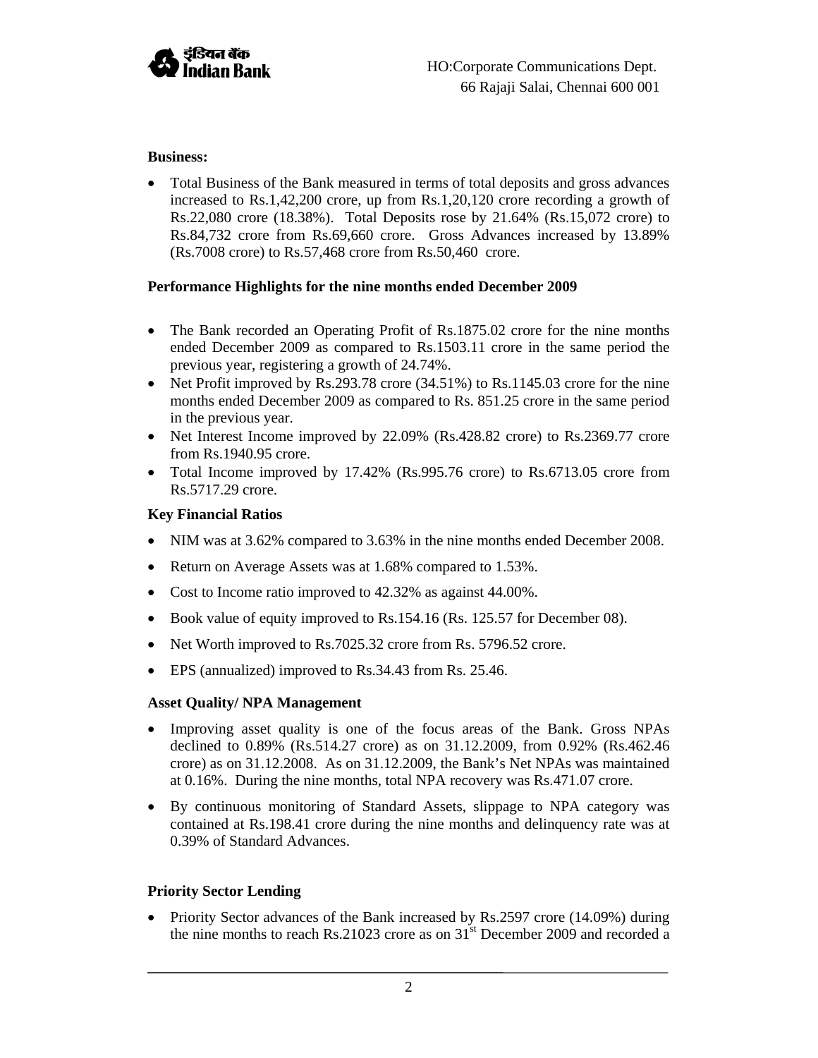**Business:**

- Total Business of the Bank measured in terms of total deposits and gross advances increased to Rs.1,42,200 crore, up from Rs.1,20,120 crore recording a growth of Rs.22,080 crore (18.38%). Total Deposits rose by 21.64% (Rs.15,072 crore) to Rs.84,732 crore from Rs.69,660 crore. Gross Advances increased by 13.89% (Rs.7008 crore) to Rs.57,468 crore from Rs.50,460 crore.

**Performance Highlights for the nine months ended December 2009**

- The Bank recorded an Operating Profit of Rs.1875.02 crore for the nine months ended December 2009 as compared to Rs.1503.11 crore in the same period the previous year, registering a growth of 24.74%.
- Net Profit improved by Rs.293.78 crore (34.51%) to Rs.1145.03 crore for the nine months ended December 2009 as compared to Rs. 851.25 crore in the same period in the previous year.
- Net Interest Income improved by 22.09% (Rs.428.82 crore) to Rs.2369.77 crore from Rs.1940.95 crore.
- Total Income improved by 17.42% (Rs.995.76 crore) to Rs.6713.05 crore from Rs.5717.29 crore.

**Key Financial Ratios**

- NIM was at 3.62% compared to 3.63% in the nine months ended December 2008.
- Return on Average Assets was at 1.68% compared to 1.53%.
- Cost to Income ratio improved to 42.32% as against 44.00%.
- Book value of equity improved to Rs.154.16 (Rs. 125.57 for December 08).
- Net Worth improved to Rs.7025.32 crore from Rs. 5796.52 crore.
- EPS (annualized) improved to Rs.34.43 from Rs. 25.46.

**Asset Quality/ NPA Management**

- Improving asset quality is one of the focus areas of the Bank. Gross NPAs declined to 0.89% (Rs.514.27 crore) as on 31.12.2009, from 0.92% (Rs.462.46 crore) as on 31.12.2008. As on 31.12.2009, the Bank's Net NPAs was maintained at 0.16%. During the nine months, total NPA recovery was Rs.471.07 crore.
- By continuous monitoring of Standard Assets, slippage to NPA category was contained at Rs.198.41 crore during the nine months and delinquency rate was at 0.39% of Standard Advances.

**Priority Sector Lending**

- Priority Sector advances of the Bank increased by Rs.2597 crore (14.09%) during the nine months to reach Rs.21023 crore as on 31st December 2009 and recorded a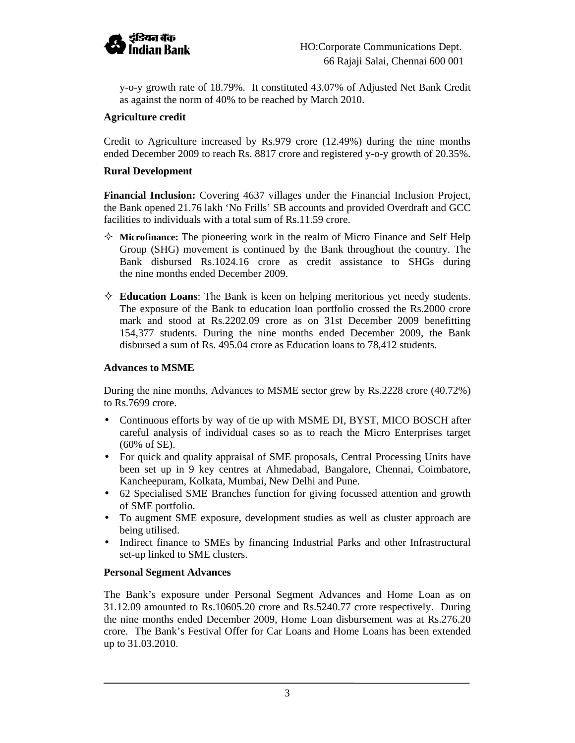y-o-y growth rate of 18.79%. It constituted 43.07% of Adjusted Net Bank Credit as against the norm of 40% to be reached by March 2010.

**Agriculture credit**

Credit to Agriculture increased by Rs.979 crore (12.49%) during the nine months ended December 2009 to reach Rs. 8817 crore and registered y-o-y growth of 20.35%.

**Rural Development**

**Financial Inclusion:** Covering 4637 villages under the Financial Inclusion Project, the Bank opened 21.76 lakh 'No Frills' SB accounts and provided Overdraft and GCC facilities to individuals with a total sum of Rs.11.59 crore.

- **Microfinance:** The pioneering work in the realm of Micro Finance and Self Help Group (SHG) movement is continued by the Bank throughout the country. The Bank disbursed Rs.1024.16 crore as credit assistance to SHGs during the nine months ended December 2009.

- **Education Loans**: The Bank is keen on helping meritorious yet needy students. The exposure of the Bank to education loan portfolio crossed the Rs.2000 crore mark and stood at Rs.2202.09 crore as on 31st December 2009 benefitting 154,377 students. During the nine months ended December 2009, the Bank disbursed a sum of Rs. 495.04 crore as Education loans to 78,412 students.

**Advances to MSME**

During the nine months, Advances to MSME sector grew by Rs.2228 crore (40.72%) to Rs.7699 crore.

- Continuous efforts by way of tie up with MSME DI, BYST, MICO BOSCH after careful analysis of individual cases so as to reach the Micro Enterprises target (60% of SE).
- For quick and quality appraisal of SME proposals, Central Processing Units have been set up in 9 key centres at Ahmedabad, Bangalore, Chennai, Coimbatore, Kancheepuram, Kolkata, Mumbai, New Delhi and Pune.
- 62 Specialised SME Branches function for giving focussed attention and growth of SME portfolio.
- To augment SME exposure, development studies as well as cluster approach are being utilised.
- Indirect finance to SMEs by financing Industrial Parks and other Infrastructural set-up linked to SME clusters.

**Personal Segment Advances**

The Bank's exposure under Personal Segment Advances and Home Loan as on 31.12.09 amounted to Rs.10605.20 crore and Rs.5240.77 crore respectively. During the nine months ended December 2009, Home Loan disbursement was at Rs.276.20 crore. The Bank's Festival Offer for Car Loans and Home Loans has been extended up to 31.03.2010.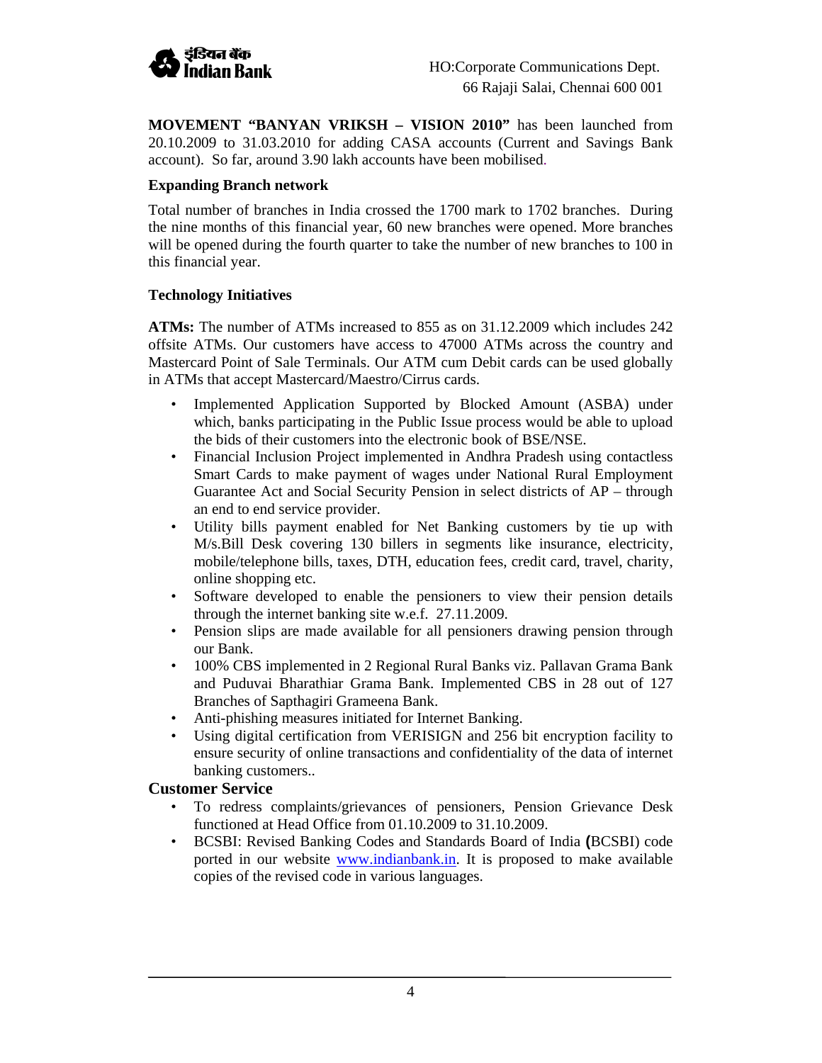**MOVEMENT "BANYAN VRIKSH – VISION 2010"** has been launched from 20.10.2009 to 31.03.2010 for adding CASA accounts (Current and Savings Bank account). So far, around 3.90 lakh accounts have been mobilised.

**Expanding Branch network**

Total number of branches in India crossed the 1700 mark to 1702 branches. During the nine months of this financial year, 60 new branches were opened. More branches will be opened during the fourth quarter to take the number of new branches to 100 in this financial year.

**Technology Initiatives**

**ATMs:** The number of ATMs increased to 855 as on 31.12.2009 which includes 242 offsite ATMs. Our customers have access to 47000 ATMs across the country and Mastercard Point of Sale Terminals. Our ATM cum Debit cards can be used globally in ATMs that accept Mastercard/Maestro/Cirrus cards.

- Implemented Application Supported by Blocked Amount (ASBA) under which, banks participating in the Public Issue process would be able to upload the bids of their customers into the electronic book of BSE/NSE.
- Financial Inclusion Project implemented in Andhra Pradesh using contactless Smart Cards to make payment of wages under National Rural Employment Guarantee Act and Social Security Pension in select districts of AP – through an end to end service provider.
- Utility bills payment enabled for Net Banking customers by tie up with M/s.Bill Desk covering 130 billers in segments like insurance, electricity, mobile/telephone bills, taxes, DTH, education fees, credit card, travel, charity, online shopping etc.
- Software developed to enable the pensioners to view their pension details through the internet banking site w.e.f. 27.11.2009.
- Pension slips are made available for all pensioners drawing pension through our Bank.
- 100% CBS implemented in 2 Regional Rural Banks viz. Pallavan Grama Bank and Puduvai Bharathiar Grama Bank. Implemented CBS in 28 out of 127 Branches of Sapthagiri Grameena Bank.
- Anti-phishing measures initiated for Internet Banking.
- Using digital certification from VERISIGN and 256 bit encryption facility to ensure security of online transactions and confidentiality of the data of internet banking customers..

**Customer Service**

- To redress complaints/grievances of pensioners, Pension Grievance Desk functioned at Head Office from 01.10.2009 to 31.10.2009.
- BCSBI: Revised Banking Codes and Standards Board of India **(**BCSBI) code ported in our website www.indianbank.in. It is proposed to make available copies of the revised code in various languages.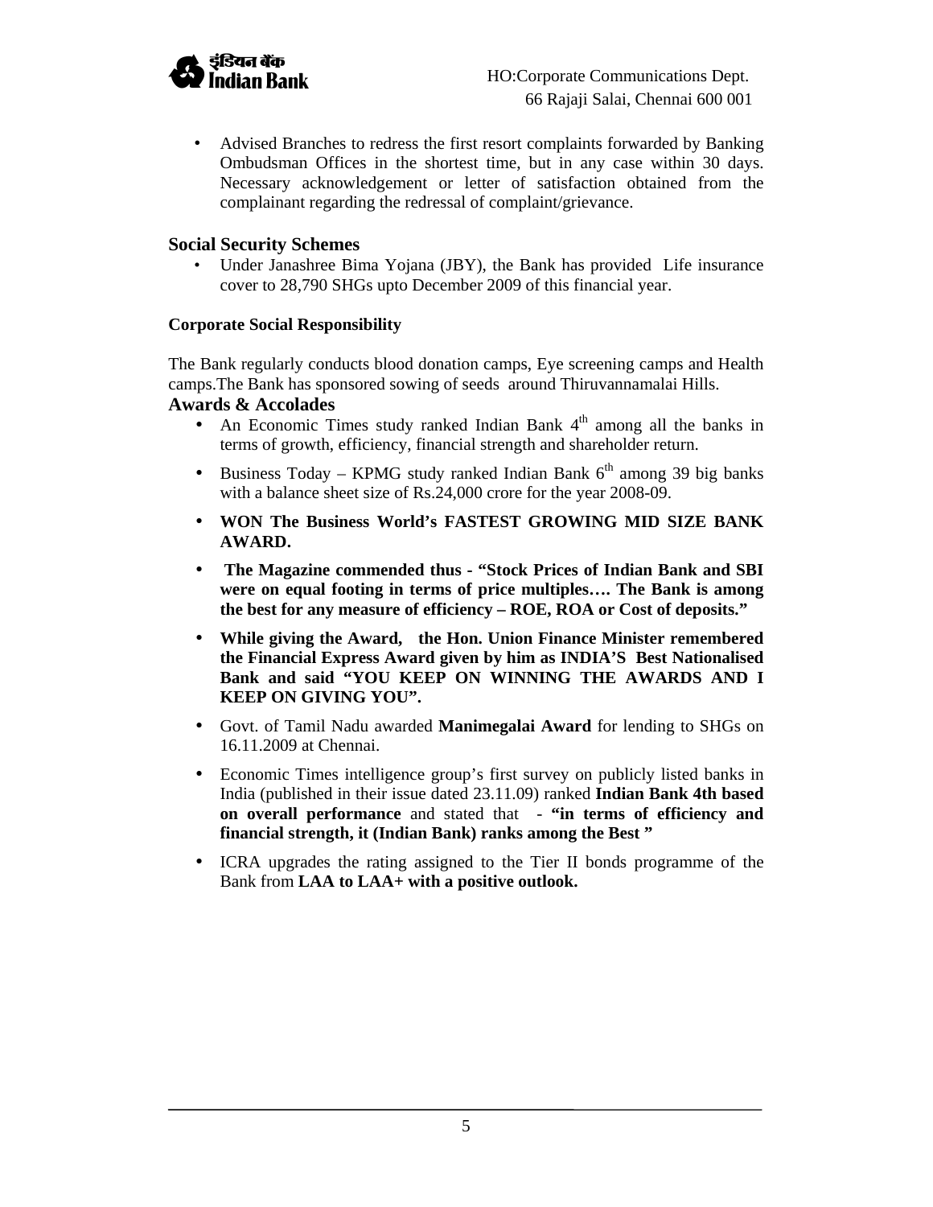- Advised Branches to redress the first resort complaints forwarded by Banking Ombudsman Offices in the shortest time, but in any case within 30 days. Necessary acknowledgement or letter of satisfaction obtained from the complainant regarding the redressal of complaint/grievance.

## Social Security Schemes

- Under Janashree Bima Yojana (JBY), the Bank has provided Life insurance cover to 28,790 SHGs upto December 2009 of this financial year.

**Corporate Social Responsibility**

The Bank regularly conducts blood donation camps, Eye screening camps and Health camps.The Bank has sponsored sowing of seeds around Thiruvannamalai Hills.

## Awards & Accolades

- An Economic Times study ranked Indian Bank 4th among all the banks in terms of growth, efficiency, financial strength and shareholder return.
- Business Today – KPMG study ranked Indian Bank 6th among 39 big banks with a balance sheet size of Rs.24,000 crore for the year 2008-09.
- **WON The Business World's FASTEST GROWING MID SIZE BANK AWARD.**
- **The Magazine commended thus - "Stock Prices of Indian Bank and SBI were on equal footing in terms of price multiples…. The Bank is among the best for any measure of efficiency – ROE, ROA or Cost of deposits."**
- **While giving the Award, the Hon. Union Finance Minister remembered the Financial Express Award given by him as INDIA'S Best Nationalised Bank and said "YOU KEEP ON WINNING THE AWARDS AND I KEEP ON GIVING YOU".**
- Govt. of Tamil Nadu awarded **Manimegalai Award** for lending to SHGs on 16.11.2009 at Chennai.
- Economic Times intelligence group's first survey on publicly listed banks in India (published in their issue dated 23.11.09) ranked **Indian Bank 4th based on overall performance** and stated that - **"in terms of efficiency and financial strength, it (Indian Bank) ranks among the Best "**
- ICRA upgrades the rating assigned to the Tier II bonds programme of the Bank from **LAA to LAA+ with a positive outlook.**